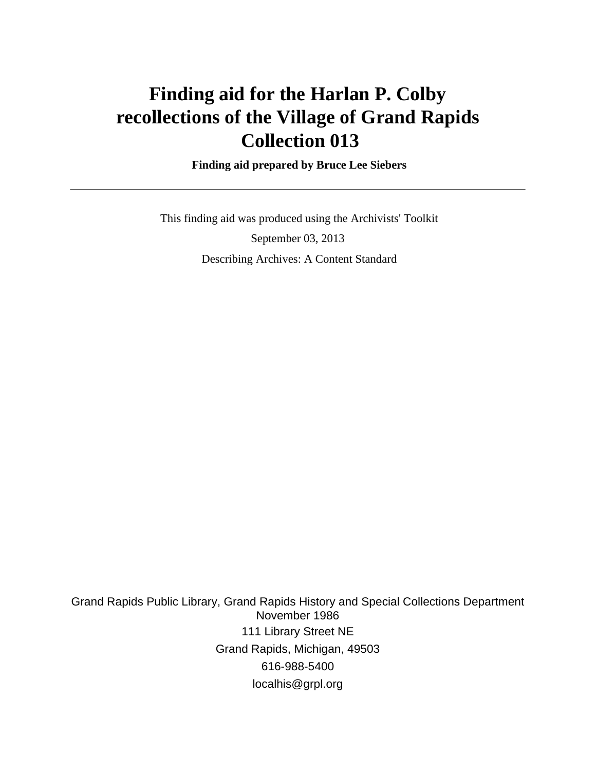# Finding aid for the Harlan P. Colby recollections of the Village of Grand Rapids Collection 013

**Finding aid prepared by Bruce Lee Siebers**

---

This finding aid was produced using the Archivists' Toolkit

September 03, 2013

Describing Archives: A Content Standard

Grand Rapids Public Library, Grand Rapids History and Special Collections Department
November 1986
111 Library Street NE
Grand Rapids, Michigan, 49503
616-988-5400
localhis@grpl.org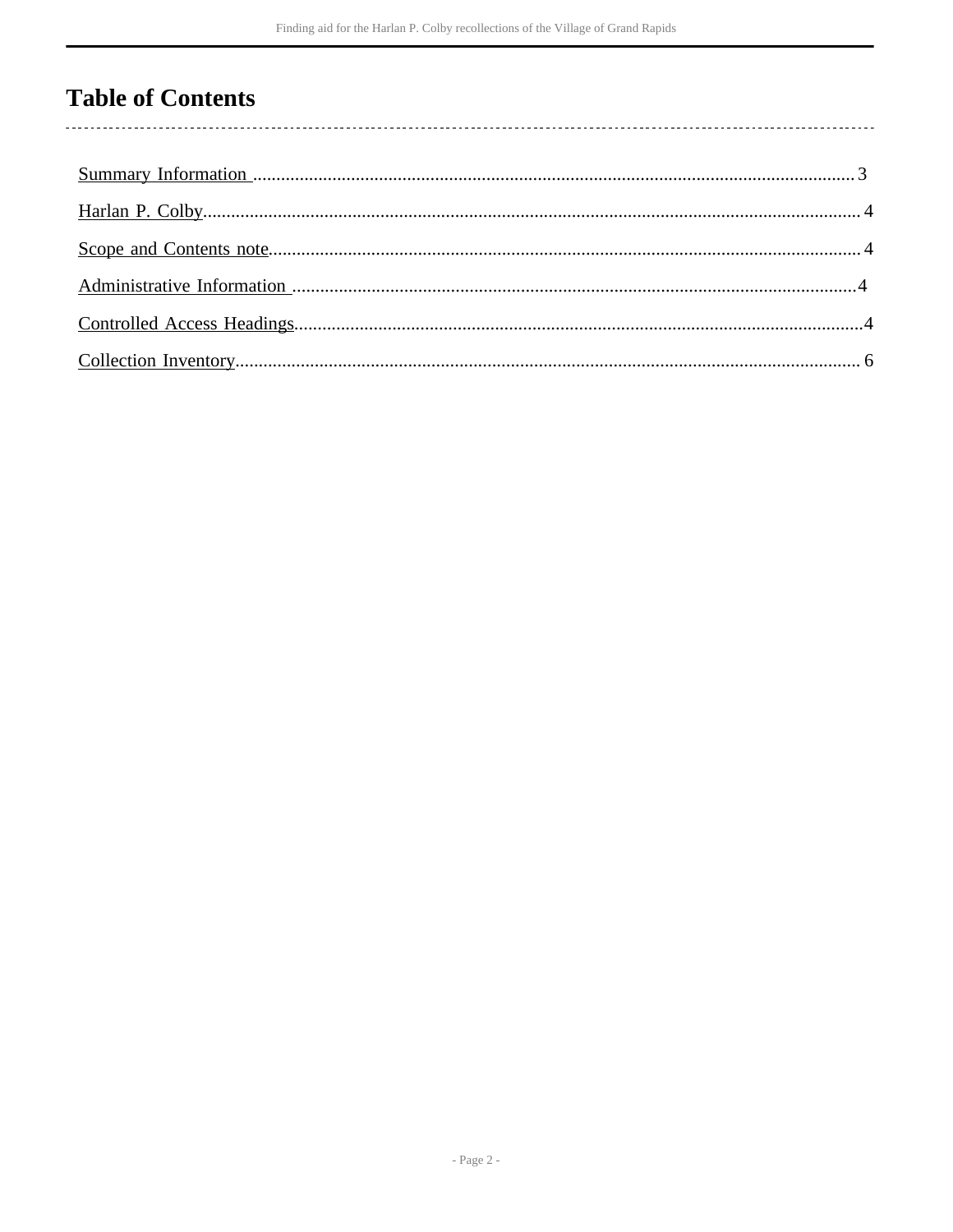# Table of Contents

- Summary Information ... 3
- Harlan P. Colby ... 4
- Scope and Contents note ... 4
- Administrative Information ... 4
- Controlled Access Headings ... 4
- Collection Inventory ... 6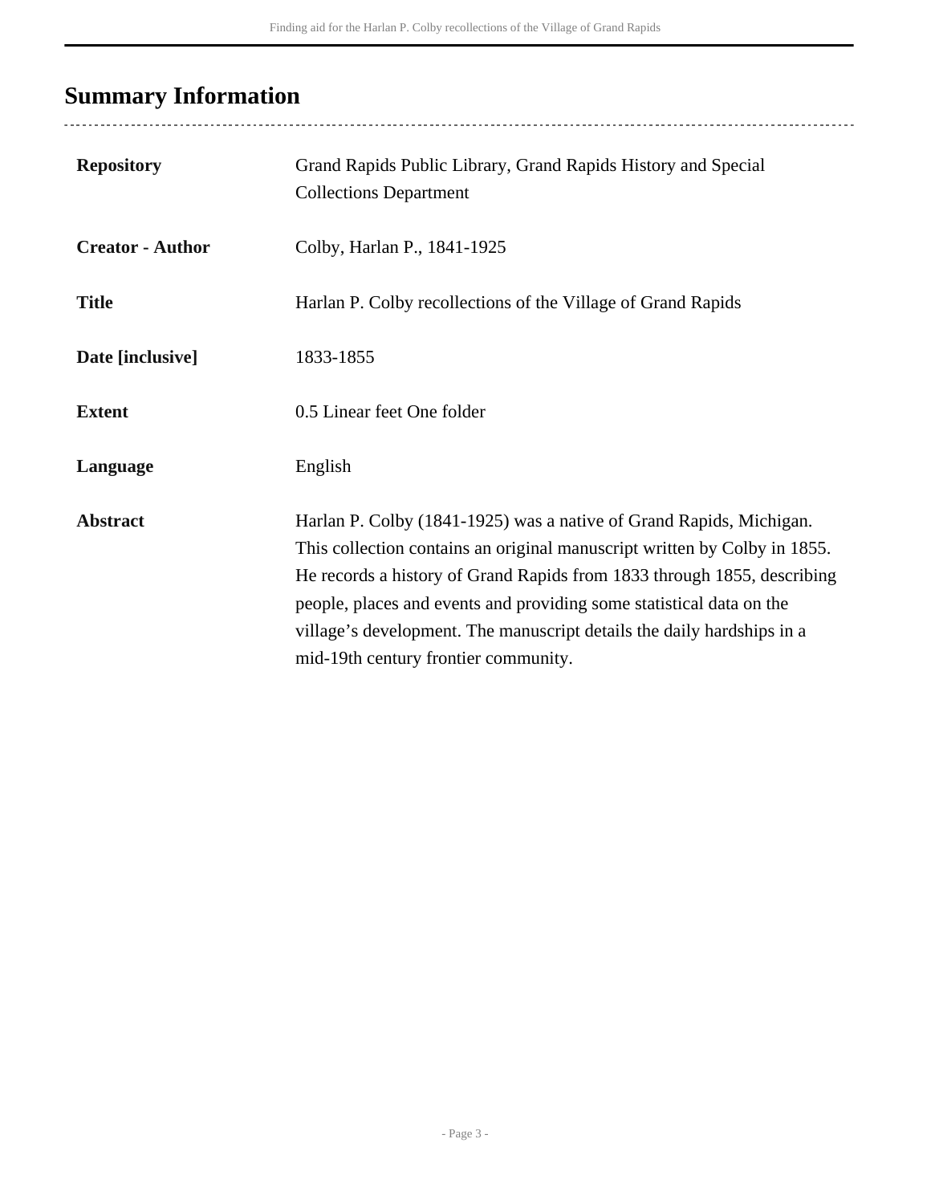## Summary Information

| | |
|---|---|
| **Repository** | Grand Rapids Public Library, Grand Rapids History and Special Collections Department |
| **Creator - Author** | Colby, Harlan P., 1841-1925 |
| **Title** | Harlan P. Colby recollections of the Village of Grand Rapids |
| **Date [inclusive]** | 1833-1855 |
| **Extent** | 0.5 Linear feet One folder |
| **Language** | English |
| **Abstract** | Harlan P. Colby (1841-1925) was a native of Grand Rapids, Michigan. This collection contains an original manuscript written by Colby in 1855. He records a history of Grand Rapids from 1833 through 1855, describing people, places and events and providing some statistical data on the village's development. The manuscript details the daily hardships in a mid-19th century frontier community. |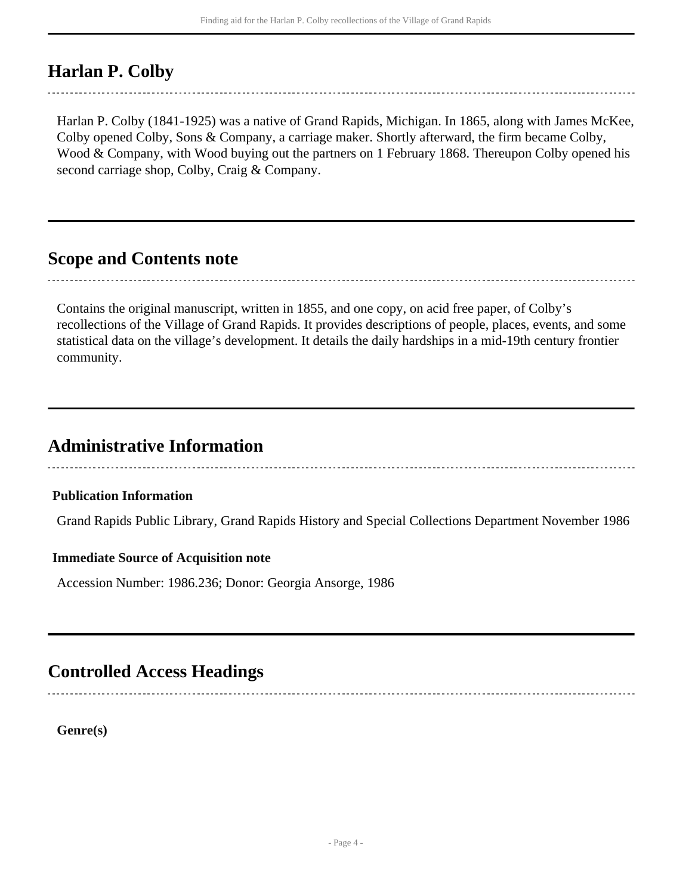## Harlan P. Colby

Harlan P. Colby (1841-1925) was a native of Grand Rapids, Michigan. In 1865, along with James McKee, Colby opened Colby, Sons & Company, a carriage maker. Shortly afterward, the firm became Colby, Wood & Company, with Wood buying out the partners on 1 February 1868. Thereupon Colby opened his second carriage shop, Colby, Craig & Company.

## Scope and Contents note

Contains the original manuscript, written in 1855, and one copy, on acid free paper, of Colby's recollections of the Village of Grand Rapids. It provides descriptions of people, places, events, and some statistical data on the village's development. It details the daily hardships in a mid-19th century frontier community.

## Administrative Information

### Publication Information

Grand Rapids Public Library, Grand Rapids History and Special Collections Department November 1986

### Immediate Source of Acquisition note

Accession Number: 1986.236; Donor: Georgia Ansorge, 1986

## Controlled Access Headings

**Genre(s)**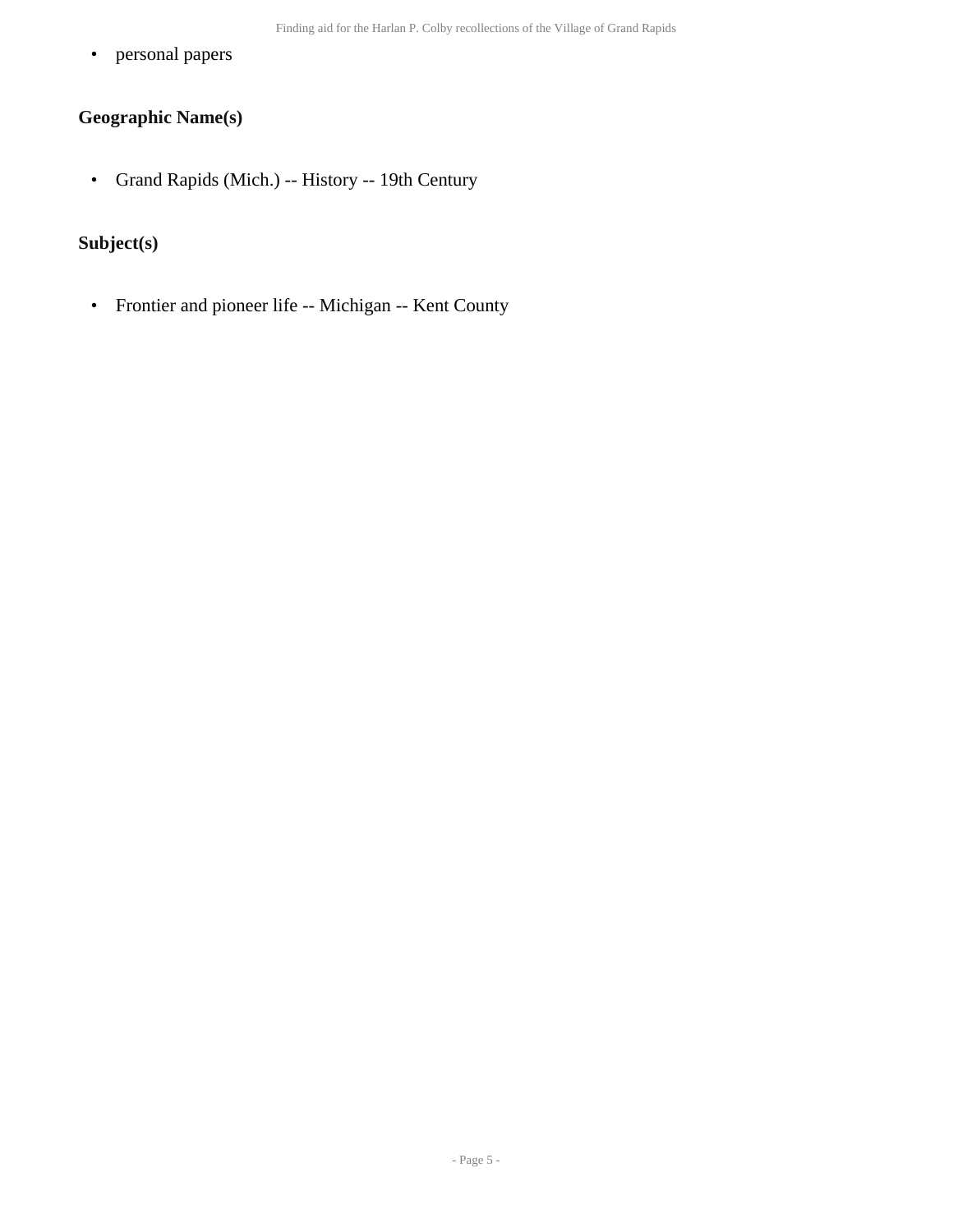- personal papers

### Geographic Name(s)

- Grand Rapids (Mich.) -- History -- 19th Century

### Subject(s)

- Frontier and pioneer life -- Michigan -- Kent County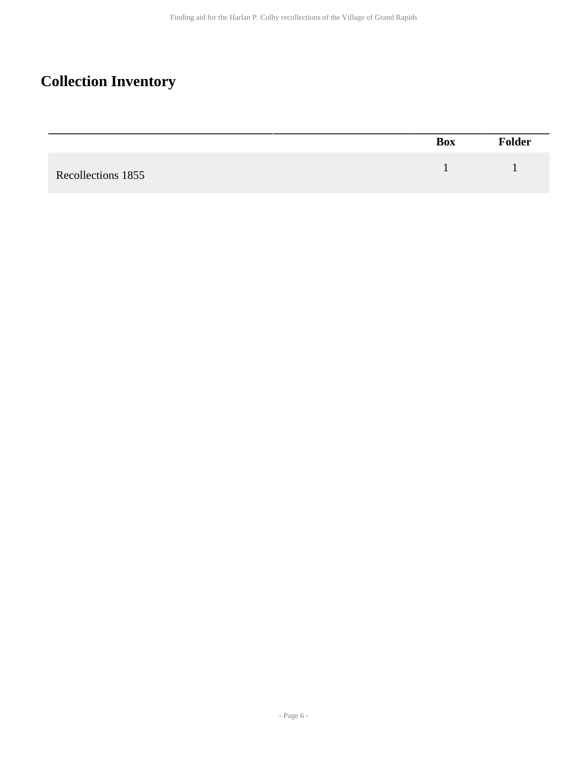## Collection Inventory

| | | Box | Folder |
|---|---|---|---|
| Recollections 1855 | | 1 | 1 |